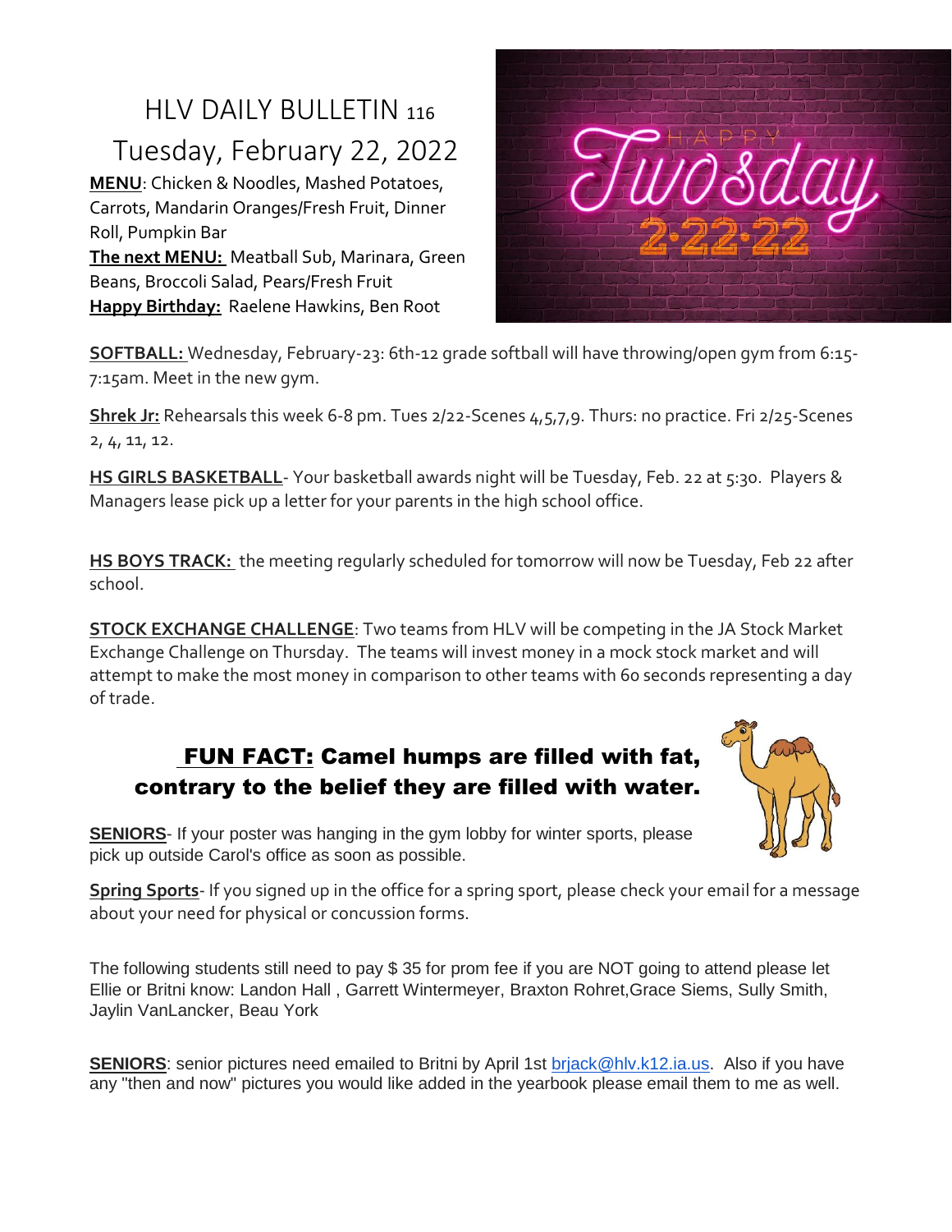# HLV DAILY BULLETIN 116

## Tuesday, February 22, 2022

**MENU**: Chicken & Noodles, Mashed Potatoes, Carrots, Mandarin Oranges/Fresh Fruit, Dinner Roll, Pumpkin Bar

**The next MENU:** Meatball Sub, Marinara, Green Beans, Broccoli Salad, Pears/Fresh Fruit

**Happy Birthday:** Raelene Hawkins, Ben Root

**SOFTBALL:** Wednesday, February-23: 6th-12 grade softball will have throwing/open gym from 6:15-7:15am. Meet in the new gym.

**Shrek Jr:** Rehearsals this week 6-8 pm. Tues 2/22-Scenes 4,5,7,9. Thurs: no practice. Fri 2/25-Scenes 2, 4, 11, 12.

**HS GIRLS BASKETBALL**- Your basketball awards night will be Tuesday, Feb. 22 at 5:30. Players & Managers lease pick up a letter for your parents in the high school office.

**HS BOYS TRACK:** the meeting regularly scheduled for tomorrow will now be Tuesday, Feb 22 after school.

**STOCK EXCHANGE CHALLENGE**: Two teams from HLV will be competing in the JA Stock Market Exchange Challenge on Thursday. The teams will invest money in a mock stock market and will attempt to make the most money in comparison to other teams with 60 seconds representing a day of trade.

**FUN FACT: Camel humps are filled with fat, contrary to the belief they are filled with water.**

**SENIORS**- If your poster was hanging in the gym lobby for winter sports, please pick up outside Carol's office as soon as possible.

**Spring Sports**- If you signed up in the office for a spring sport, please check your email for a message about your need for physical or concussion forms.

The following students still need to pay $ 35 for prom fee if you are NOT going to attend please let Ellie or Britni know: Landon Hall , Garrett Wintermeyer, Braxton Rohret,Grace Siems, Sully Smith, Jaylin VanLancker, Beau York

**SENIORS**: senior pictures need emailed to Britni by April 1st brjack@hlv.k12.ia.us. Also if you have any "then and now" pictures you would like added in the yearbook please email them to me as well.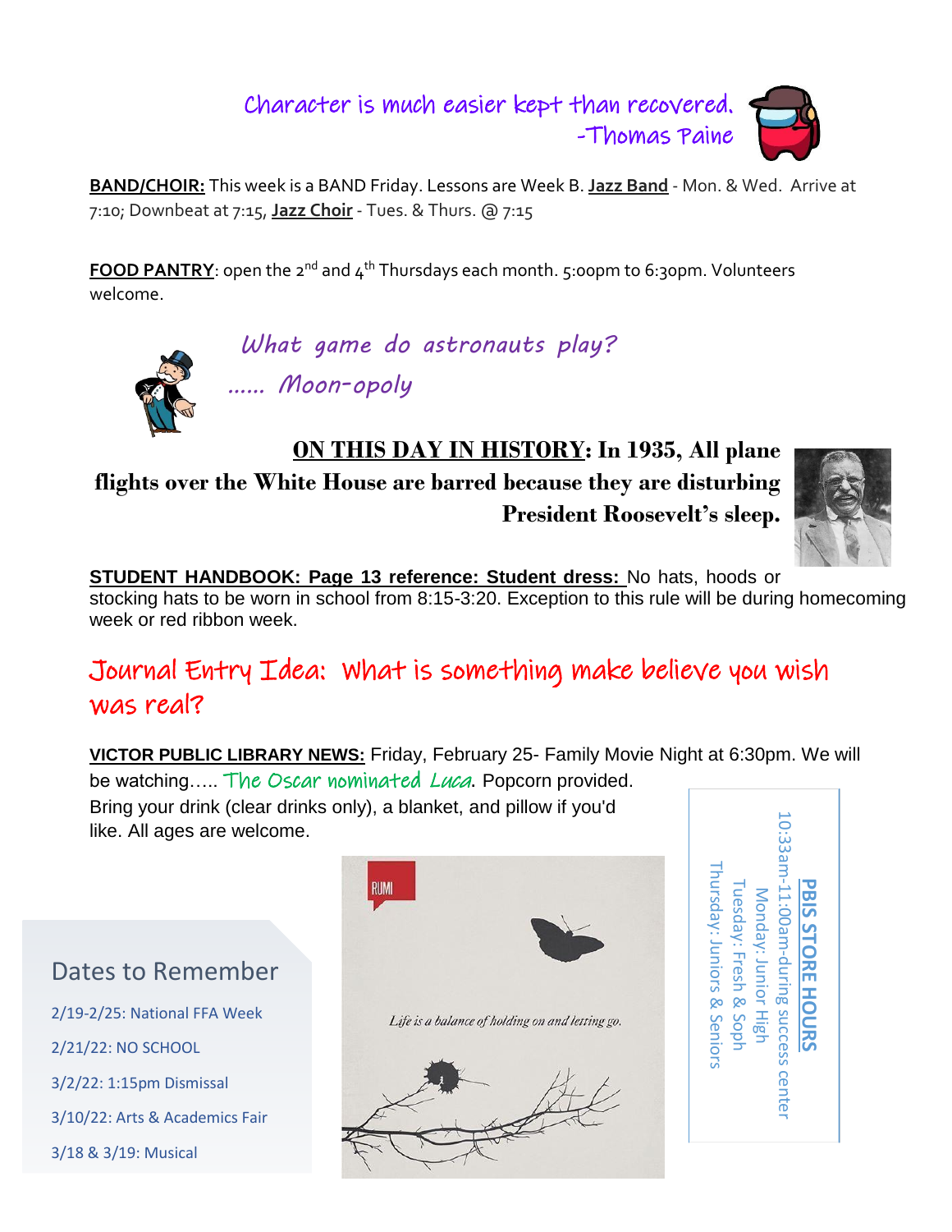Character is much easier kept than recovered.
-Thomas Paine

**BAND/CHOIR:** This week is a BAND Friday. Lessons are Week B. **Jazz Band** - Mon. & Wed. Arrive at 7:10; Downbeat at 7:15, **Jazz Choir** - Tues. & Thurs. @ 7:15

**FOOD PANTRY**: open the 2nd and 4th Thursdays each month. 5:00pm to 6:30pm. Volunteers welcome.

*What game do astronauts play?*

*...... Moon-opoly*

**ON THIS DAY IN HISTORY: In 1935, All plane flights over the White House are barred because they are disturbing President Roosevelt's sleep.**

**STUDENT HANDBOOK: Page 13 reference: Student dress:** No hats, hoods or stocking hats to be worn in school from 8:15-3:20. Exception to this rule will be during homecoming week or red ribbon week.

## Journal Entry Idea: What is something make believe you wish was real?

**VICTOR PUBLIC LIBRARY NEWS:** Friday, February 25- Family Movie Night at 6:30pm. We will be watching….. The Oscar nominated *Luca*. Popcorn provided. Bring your drink (clear drinks only), a blanket, and pillow if you'd like. All ages are welcome.

### Dates to Remember

2/19-2/25: National FFA Week

2/21/22: NO SCHOOL

3/2/22: 1:15pm Dismissal

3/10/22: Arts & Academics Fair

3/18 & 3/19: Musical

RUMI

*Life is a balance of holding on and letting go.*

**PBIS STORE HOURS**

10:33am-11:00am-during success center

Monday: Junior High

Tuesday: Fresh & Soph

Thursday: Juniors & Seniors